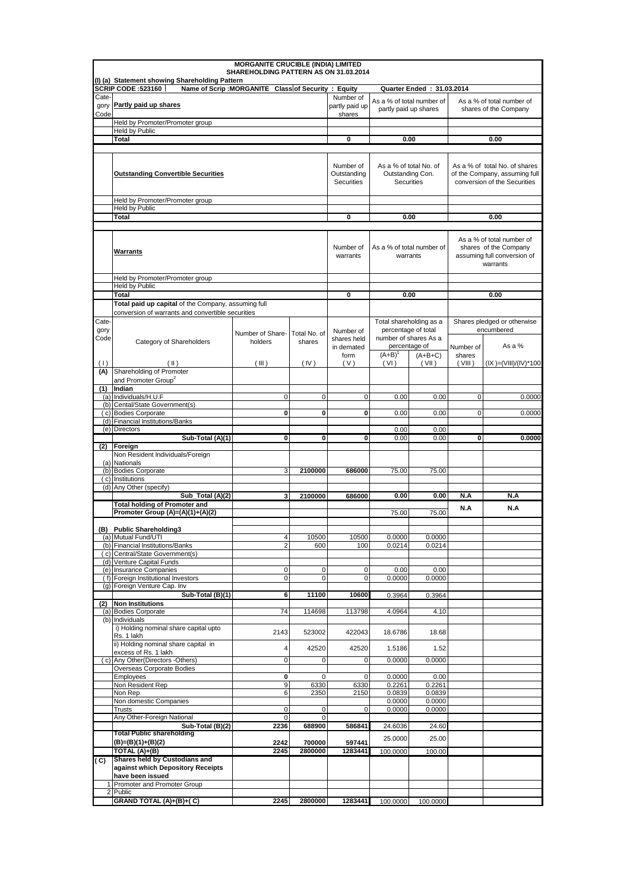# MORGANITE CRUCIBLE (INDIA) LIMITED

## SHAREHOLDING PATTERN AS ON 31.03.2014

### (I) (a) Statement showing Shareholding Pattern

SCRIP CODE :523160 | Name of Scrip :MORGANITE | Class of Security : Equity | Quarter Ended : 31.03.2014

| Category Code | Partly paid up shares | Number of partly paid up shares | As a % of total number of partly paid up shares | As a % of total number of shares of the Company |
|---|---|---|---|---|
| | Held by Promoter/Promoter group | | | |
| | Held by Public | | | |
| | **Total** | **0** | **0.00** | **0.00** |

| | Outstanding Convertible Securities | Number of Outstanding Securities | As a % of total No. of Outstanding Con. Securities | As a % of total No. of shares of the Company, assuming full conversion of the Securities |
|---|---|---|---|---|
| | Held by Promoter/Promoter group | | | |
| | Held by Public | | | |
| | **Total** | **0** | **0.00** | **0.00** |

| | Warrants | Number of warrants | As a % of total number of warrants | As a % of total number of shares of the Company assuming full conversion of warrants |
|---|---|---|---|---|
| | Held by Promoter/Promoter group | | | |
| | Held by Public | | | |
| | **Total** | **0** | **0.00** | **0.00** |
| | **Total paid up capital** of the Company, assuming full conversion of warrants and convertible securities | | | |

| Category Code | Category of Shareholders | Number of Share-holders | Total No. of shares | Number of shares held in dematerialized form | Total shareholding as a percentage of total number of shares As a percentage of $(A+B)^1$ | As a percentage of (A+B+C) | Shares pledged or otherwise encumbered Number of shares | As a % |
|---|---|---|---|---|---|---|---|---|
| ( I ) | ( II ) | ( III ) | ( IV ) | ( V ) | ( VI ) | ( VII ) | ( VIII ) | (IX )=(VIII)/(IV)*100 |
| **(A)** | Shareholding of Promoter and Promoter Group[2] | | | | | | | |
| **(1)** | **Indian** | | | | | | | |
| (a) | Individuals/H.U.F | 0 | 0 | 0 | 0.00 | 0.00 | 0 | 0.0000 |
| (b) | Cental/State Government(s) | | | | | | | |
| ( c) | Bodies Corporate | **0** | **0** | **0** | 0.00 | 0.00 | 0 | 0.0000 |
| (d) | Financial Institutions/Banks | | | | | | | |
| (e) | Directors | | | | 0.00 | 0.00 | | |
| | **Sub-Total (A)(1)** | **0** | **0** | **0** | 0.00 | 0.00 | **0** | **0.0000** |
| **(2)** | **Foreign** | | | | | | | |
| (a) | Non Resident Individuals/Foreign Nationals | | | | | | | |
| (b) | Bodies Corporate | 3 | **2100000** | **686000** | 75.00 | 75.00 | | |
| ( c) | Institutions | | | | | | | |
| (d) | Any Other (specify) | | | | | | | |
| | **Sub_Total (A)(2)** | **3** | **2100000** | **686000** | **0.00** | **0.00** | **N.A** | **N.A** |
| | **Total holding of Promoter and Promoter Group (A)=(A)(1)+(A)(2)** | | | | 75.00 | 75.00 | **N.A** | **N.A** |
| **(B)** | **Public Shareholding3** | | | | | | | |
| (a) | Mutual Fund/UTI | 4 | 10500 | 10500 | 0.0000 | 0.0000 | | |
| (b) | Financial Institutions/Banks | 2 | 600 | 100 | 0.0214 | 0.0214 | | |
| ( c) | Central/State Government(s) | | | | | | | |
| (d) | Venture Capital Funds | | | | | | | |
| (e) | Insurance Companies | 0 | 0 | 0 | 0.00 | 0.00 | | |
| ( f) | Foreign Institutional Investors | 0 | 0 | 0 | 0.0000 | 0.0000 | | |
| (g) | Foreign Venture Cap. Inv | | | | | | | |
| | **Sub-Total (B)(1)** | **6** | **11100** | **10600** | 0.3964 | 0.3964 | | |
| **(2)** | **Non Institutions** | | | | | | | |
| (a) | Bodies Corporate | 74 | 114698 | 113798 | 4.0964 | 4.10 | | |
| (b) | Individuals | | | | | | | |
| | i) Holding nominal share capital upto Rs. 1 lakh | 2143 | 523002 | 422043 | 18.6786 | 18.68 | | |
| | ii) Holding nominal share capital in excess of Rs. 1 lakh | 4 | 42520 | 42520 | 1.5186 | 1.52 | | |
| ( c) | Any Other(Directors -Others) | 0 | 0 | 0 | 0.0000 | 0.0000 | | |
| | Overseas Corporate Bodies | | | | | | | |
| | Employees | **0** | 0 | 0 | 0.0000 | 0.00 | | |
| | Non Resident Rep | 9 | 6330 | 6330 | 0.2261 | 0.2261 | | |
| | Non Rep | 6 | 2350 | 2150 | 0.0839 | 0.0839 | | |
| | Non domestic Companies | | | | 0.0000 | 0.0000 | | |
| | Trusts | 0 | 0 | 0 | 0.0000 | 0.0000 | | |
| | Any Other-Foreign National | 0 | 0 | | | | | |
| | **Sub-Total (B)(2)** | **2236** | **688900** | **586841** | 24.6036 | 24.60 | | |
| | **Total Public shareholding (B)=(B)(1)+(B)(2)** | **2242** | **700000** | **597441** | 25.0000 | 25.00 | | |
| | **TOTAL (A)+(B)** | **2245** | **2800000** | **1283441** | 100.0000 | 100.00 | | |
| **( C)** | **Shares held by Custodians and against which Depository Receipts have been issued** | | | | | | | |
| 1 | Promoter and Promoter Group | | | | | | | |
| 2 | Public | | | | | | | |
| | **GRAND TOTAL (A)+(B)+( C)** | **2245** | **2800000** | **1283441** | 100.0000 | 100.0000 | | |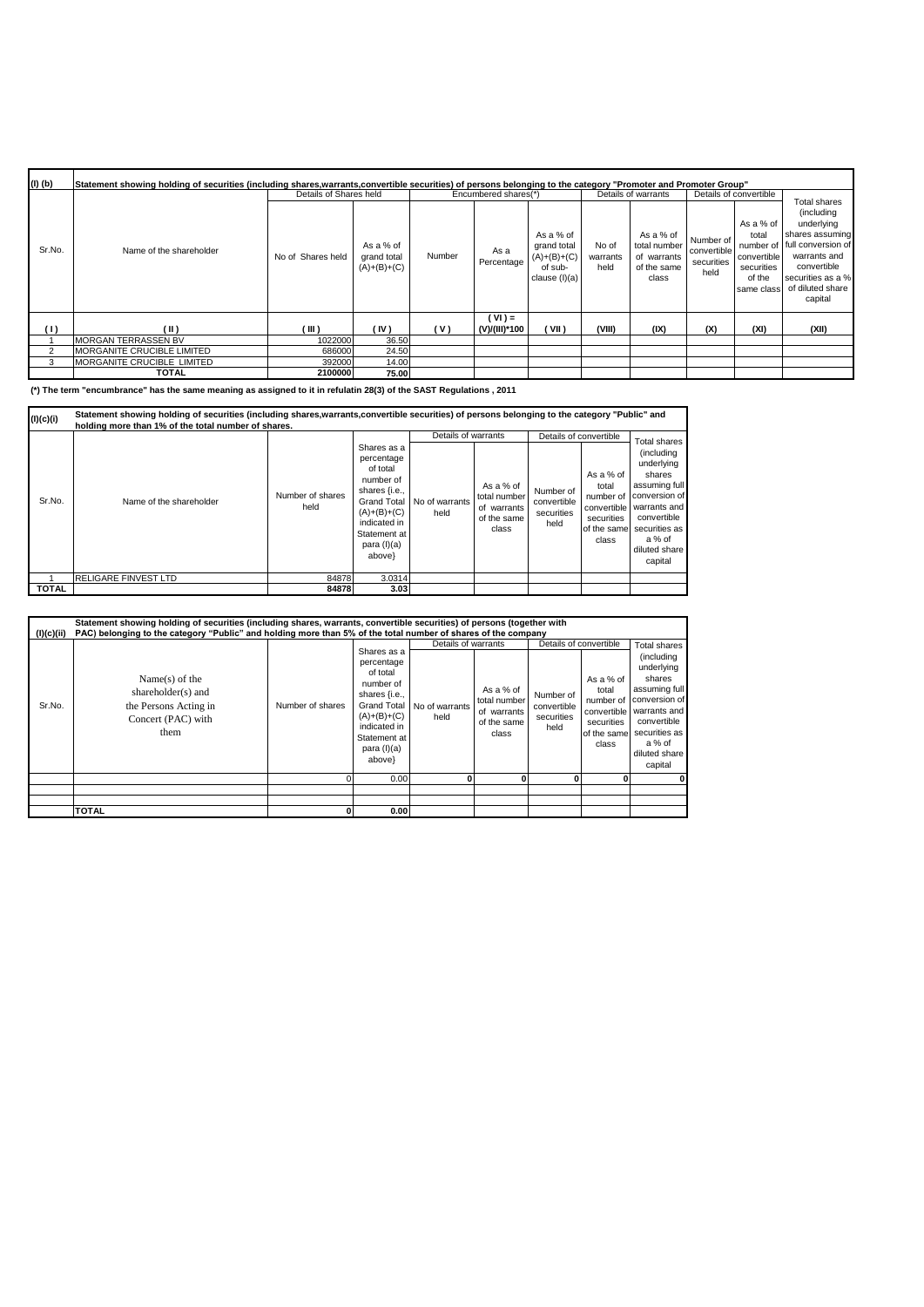| (I) (b) | Statement showing holding of securities (including shares,warrants,convertible securities) of persons belonging to the category "Promoter and Promoter Group" | | | | | | | | | | |
|---|---|---|---|---|---|---|---|---|---|---|---|
| | | Details of Shares held | | Encumbered shares(*) | | | Details of warrants | | Details of convertible | | |
| Sr.No. | Name of the shareholder | No of Shares held | As a % of grand total (A)+(B)+(C) | Number | As a Percentage | As a % of grand total (A)+(B)+(C) of sub-clause (I)(a) | No of warrants held | As a % of total number of warrants of the same class | Number of convertible securities held | As a % of total number of convertible securities of the same class | Total shares (including underlying shares assuming full conversion of warrants and convertible securities as a % of diluted share capital |
| ( I ) | ( II ) | ( III ) | ( IV ) | ( V ) | ( VI ) = (V)/(III)*100 | ( VII ) | (VIII) | (IX) | (X) | (XI) | (XII) |
| 1 | MORGAN TERRASSEN BV | 1022000 | 36.50 | | | | | | | | |
| 2 | MORGANITE CRUCIBLE LIMITED | 686000 | 24.50 | | | | | | | | |
| 3 | MORGANITE CRUCIBLE LIMITED | 392000 | 14.00 | | | | | | | | |
| | TOTAL | 2100000 | 75.00 | | | | | | | | |

(*) The term "encumbrance" has the same meaning as assigned to it in refulatin 28(3) of the SAST Regulations , 2011

| (I)(c)(i) | Statement showing holding of securities (including shares,warrants,convertible securities) of persons belonging to the category "Public" and holding more than 1% of the total number of shares. | | | | | | | |
|---|---|---|---|---|---|---|---|---|
| | | | | Details of warrants | | Details of convertible | | |
| Sr.No. | Name of the shareholder | Number of shares held | Shares as a percentage of total number of shares {i.e., Grand Total (A)+(B)+(C) indicated in Statement at para (I)(a) above} | No of warrants held | As a % of total number of warrants of the same class | Number of convertible securities held | As a % of total number of convertible securities of the same class | Total shares (including underlying shares assuming full conversion of warrants and convertible securities as a % of diluted share capital |
| 1 | RELIGARE FINVEST LTD | 84878 | 3.0314 | | | | | |
| TOTAL | | 84878 | 3.03 | | | | | |

| (I)(c)(ii) | Statement showing holding of securities (including shares, warrants, convertible securities) of persons (together with PAC) belonging to the category "Public" and holding more than 5% of the total number of shares of the company | | | | | | | |
|---|---|---|---|---|---|---|---|---|
| | | | | Details of warrants | | Details of convertible | | |
| Sr.No. | Name(s) of the shareholder(s) and the Persons Acting in Concert (PAC) with them | Number of shares | Shares as a percentage of total number of shares {i.e., Grand Total (A)+(B)+(C) indicated in Statement at para (I)(a) above} | No of warrants held | As a % of total number of warrants of the same class | Number of convertible securities held | As a % of total number of convertible securities of the same class | Total shares (including underlying shares assuming full conversion of warrants and convertible securities as a % of diluted share capital |
| | | 0 | 0.00 | 0 | 0 | 0 | 0 | 0 |
| | | | | | | | | |
| | | | | | | | | |
| | TOTAL | 0 | 0.00 | | | | | |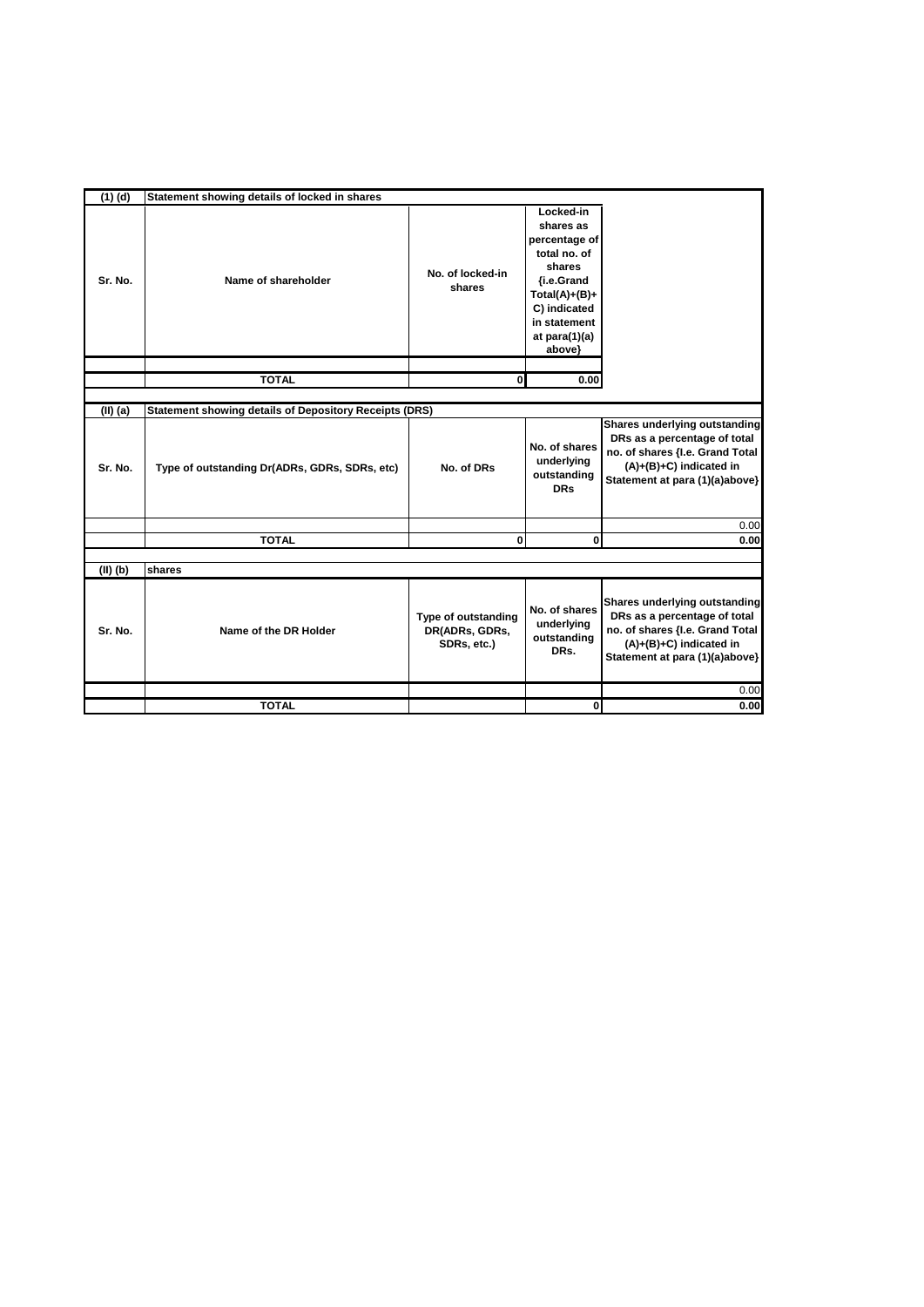| (1) (d) | Statement showing details of locked in shares | | |
|---|---|---|---|
| Sr. No. | Name of shareholder | No. of locked-in shares | Locked-in shares as percentage of total no. of shares {i.e.Grand Total(A)+(B)+C) indicated in statement at para(1)(a) above} |
| | | | |
| | TOTAL | 0 | 0.00 |

| (II) (a) | Statement showing details of Depository Receipts (DRS) | | | |
|---|---|---|---|---|
| Sr. No. | Type of outstanding Dr(ADRs, GDRs, SDRs, etc) | No. of DRs | No. of shares underlying outstanding DRs | Shares underlying outstanding DRs as a percentage of total no. of shares {I.e. Grand Total (A)+(B)+C) indicated in Statement at para (1)(a)above} |
| | | | | 0.00 |
| | TOTAL | 0 | 0 | 0.00 |

| (II) (b) | shares | | | |
|---|---|---|---|---|
| Sr. No. | Name of the DR Holder | Type of outstanding DR(ADRs, GDRs, SDRs, etc.) | No. of shares underlying outstanding DRs. | Shares underlying outstanding DRs as a percentage of total no. of shares {I.e. Grand Total (A)+(B)+C) indicated in Statement at para (1)(a)above} |
| | | | | 0.00 |
| | TOTAL | | 0 | 0.00 |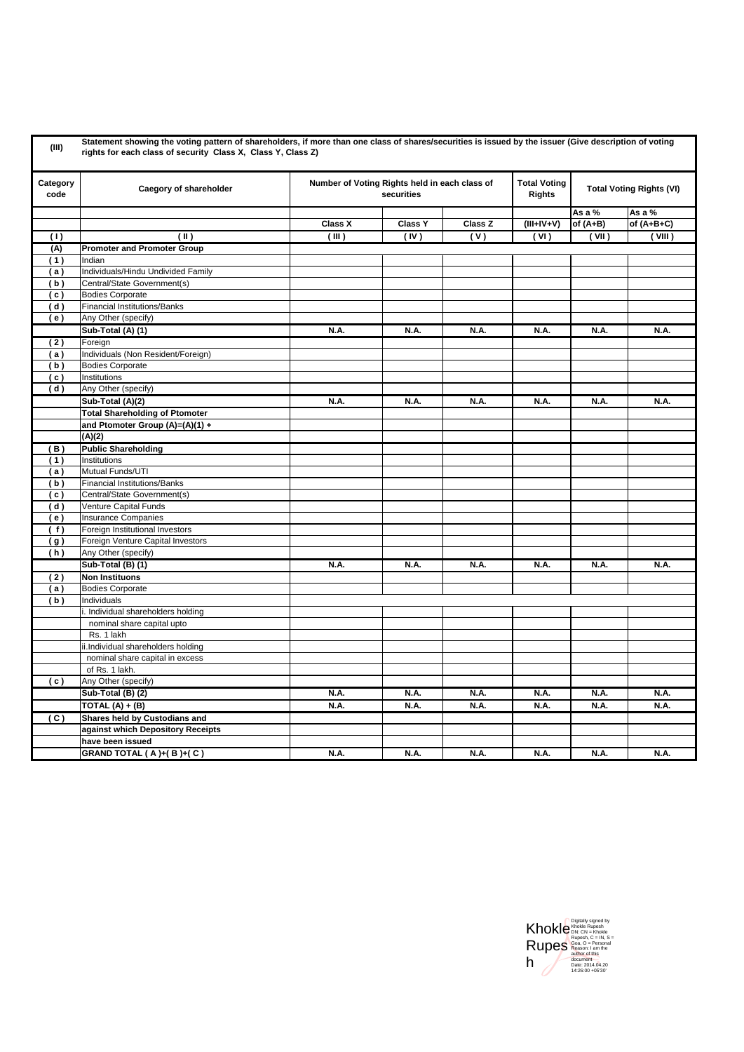| (III) | Statement showing the voting pattern of shareholders, if more than one class of shares/securities is issued by the issuer (Give description of voting rights for each class of security Class X, Class Y, Class Z) | | | | | | |
|---|---|---|---|---|---|---|---|
| Category code | Caegory of shareholder | Number of Voting Rights held in each class of securities | | | Total Voting Rights | Total Voting Rights (VI) | |
| | | | | | | As a % | As a % |
| | | Class X | Class Y | Class Z | (III+IV+V) | of (A+B) | of (A+B+C) |
| ( I ) | ( II ) | ( III ) | ( IV ) | ( V ) | ( VI ) | ( VII ) | ( VIII ) |
| (A) | **Promoter and Promoter Group** | | | | | | |
| ( 1 ) | Indian | | | | | | |
| ( a ) | Individuals/Hindu Undivided Family | | | | | | |
| ( b ) | Central/State Government(s) | | | | | | |
| ( c ) | Bodies Corporate | | | | | | |
| ( d ) | Financial Institutions/Banks | | | | | | |
| ( e ) | Any Other (specify) | | | | | | |
| | **Sub-Total (A) (1)** | N.A. | N.A. | N.A. | N.A. | N.A. | N.A. |
| ( 2 ) | Foreign | | | | | | |
| ( a ) | Individuals (Non Resident/Foreign) | | | | | | |
| ( b ) | Bodies Corporate | | | | | | |
| ( c ) | Institutions | | | | | | |
| ( d ) | Any Other (specify) | | | | | | |
| | **Sub-Total (A)(2)** | N.A. | N.A. | N.A. | N.A. | N.A. | N.A. |
| | **Total Shareholding of Ptomoter and Ptomoter Group (A)=(A)(1) + (A)(2)** | | | | | | |
| ( B ) | **Public Shareholding** | | | | | | |
| ( 1 ) | Institutions | | | | | | |
| ( a ) | Mutual Funds/UTI | | | | | | |
| ( b ) | Financial Institutions/Banks | | | | | | |
| ( c ) | Central/State Government(s) | | | | | | |
| ( d ) | Venture Capital Funds | | | | | | |
| ( e ) | Insurance Companies | | | | | | |
| ( f ) | Foreign Institutional Investors | | | | | | |
| ( g ) | Foreign Venture Capital Investors | | | | | | |
| ( h ) | Any Other (specify) | | | | | | |
| | **Sub-Total (B) (1)** | N.A. | N.A. | N.A. | N.A. | N.A. | N.A. |
| ( 2 ) | **Non Instituons** | | | | | | |
| ( a ) | Bodies Corporate | | | | | | |
| ( b ) | Individuals | | | | | | |
| | i. Individual shareholders holding nominal share capital upto Rs. 1 lakh | | | | | | |
| | ii.Individual shareholders holding nominal share capital in excess of Rs. 1 lakh. | | | | | | |
| ( c ) | Any Other (specify) | | | | | | |
| | **Sub-Total (B) (2)** | N.A. | N.A. | N.A. | N.A. | N.A. | N.A. |
| | **TOTAL (A) + (B)** | N.A. | N.A. | N.A. | N.A. | N.A. | N.A. |
| ( C ) | **Shares held by Custodians and against which Depository Receipts have been issued** | | | | | | |
| | **GRAND TOTAL ( A )+( B )+( C )** | N.A. | N.A. | N.A. | N.A. | N.A. | N.A. |

Khokle Rupesh

Digitally signed by Khokle Rupesh
DN: CN = Khokle Rupesh, C = IN, S = Goa, O = Personal
Reason: I am the author of this document
Date: 2014.04.20 14:26:00 +05'30'